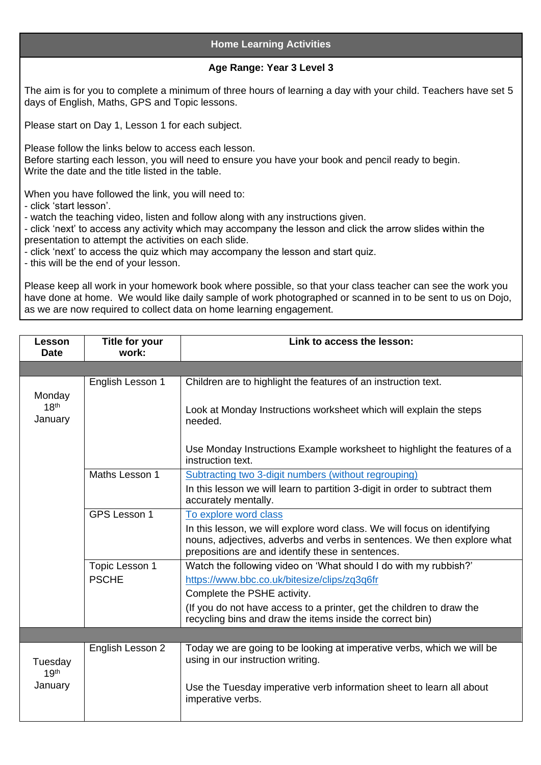# Home Learning Activities

**Age Range: Year 3 Level 3**

The aim is for you to complete a minimum of three hours of learning a day with your child. Teachers have set 5 days of English, Maths, GPS and Topic lessons.

Please start on Day 1, Lesson 1 for each subject.

Please follow the links below to access each lesson.
Before starting each lesson, you will need to ensure you have your book and pencil ready to begin.
Write the date and the title listed in the table.

When you have followed the link, you will need to:
- click 'start lesson'.
- watch the teaching video, listen and follow along with any instructions given.
- click 'next' to access any activity which may accompany the lesson and click the arrow slides within the presentation to attempt the activities on each slide.
- click 'next' to access the quiz which may accompany the lesson and start quiz.
- this will be the end of your lesson.

Please keep all work in your homework book where possible, so that your class teacher can see the work you have done at home. We would like daily sample of work photographed or scanned in to be sent to us on Dojo, as we are now required to collect data on home learning engagement.

| Lesson Date | Title for your work: | Link to access the lesson: |
|---|---|---|
| | | |
| Monday 18th January | English Lesson 1 | Children are to highlight the features of an instruction text.<br><br>Look at Monday Instructions worksheet which will explain the steps needed.<br><br>Use Monday Instructions Example worksheet to highlight the features of a instruction text. |
| | Maths Lesson 1 | Subtracting two 3-digit numbers (without regrouping)<br>In this lesson we will learn to partition 3-digit in order to subtract them accurately mentally. |
| | GPS Lesson 1 | To explore word class<br>In this lesson, we will explore word class. We will focus on identifying nouns, adjectives, adverbs and verbs in sentences. We then explore what prepositions are and identify these in sentences. |
| | Topic Lesson 1<br>PSCHE | Watch the following video on 'What should I do with my rubbish?'<br>https://www.bbc.co.uk/bitesize/clips/zq3q6fr<br>Complete the PSHE activity.<br>(If you do not have access to a printer, get the children to draw the recycling bins and draw the items inside the correct bin) |
| | | |
| Tuesday 19th January | English Lesson 2 | Today we are going to be looking at imperative verbs, which we will be using in our instruction writing.<br><br>Use the Tuesday imperative verb information sheet to learn all about imperative verbs. |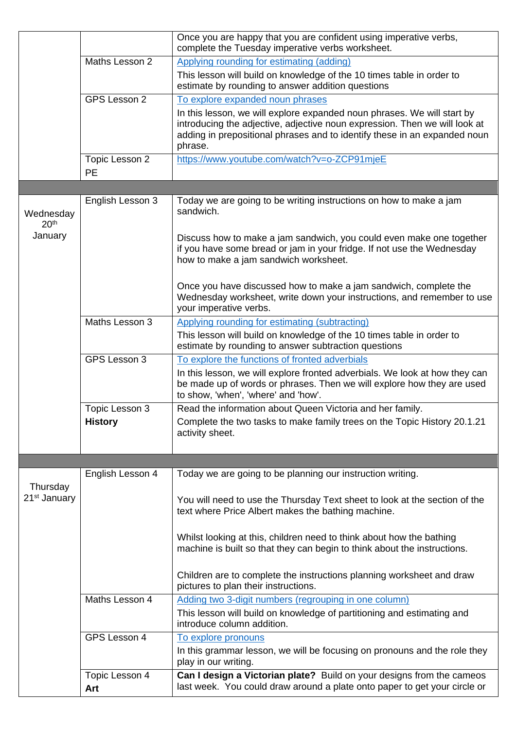| | | |
|---|---|---|
| | | Once you are happy that you are confident using imperative verbs, complete the Tuesday imperative verbs worksheet. |
| | Maths Lesson 2 | Applying rounding for estimating (adding)<br>This lesson will build on knowledge of the 10 times table in order to estimate by rounding to answer addition questions |
| | GPS Lesson 2 | To explore expanded noun phrases<br>In this lesson, we will explore expanded noun phrases. We will start by introducing the adjective, adjective noun expression. Then we will look at adding in prepositional phrases and to identify these in an expanded noun phrase. |
| | Topic Lesson 2<br>PE | https://www.youtube.com/watch?v=o-ZCP91mjeE |
| | | |
| Wednesday 20th January | English Lesson 3 | Today we are going to be writing instructions on how to make a jam sandwich.<br><br>Discuss how to make a jam sandwich, you could even make one together if you have some bread or jam in your fridge. If not use the Wednesday how to make a jam sandwich worksheet.<br><br>Once you have discussed how to make a jam sandwich, complete the Wednesday worksheet, write down your instructions, and remember to use your imperative verbs. |
| | Maths Lesson 3 | Applying rounding for estimating (subtracting)<br>This lesson will build on knowledge of the 10 times table in order to estimate by rounding to answer subtraction questions |
| | GPS Lesson 3 | To explore the functions of fronted adverbials<br>In this lesson, we will explore fronted adverbials. We look at how they can be made up of words or phrases. Then we will explore how they are used to show, 'when', 'where' and 'how'. |
| | Topic Lesson 3<br>**History** | Read the information about Queen Victoria and her family.<br>Complete the two tasks to make family trees on the Topic History 20.1.21 activity sheet. |
| | | |
| Thursday 21st January | English Lesson 4 | Today we are going to be planning our instruction writing.<br><br>You will need to use the Thursday Text sheet to look at the section of the text where Price Albert makes the bathing machine.<br><br>Whilst looking at this, children need to think about how the bathing machine is built so that they can begin to think about the instructions.<br><br>Children are to complete the instructions planning worksheet and draw pictures to plan their instructions. |
| | Maths Lesson 4 | Adding two 3-digit numbers (regrouping in one column)<br>This lesson will build on knowledge of partitioning and estimating and introduce column addition. |
| | GPS Lesson 4 | To explore pronouns<br>In this grammar lesson, we will be focusing on pronouns and the role they play in our writing. |
| | Topic Lesson 4<br>**Art** | **Can I design a Victorian plate?** Build on your designs from the cameos last week. You could draw around a plate onto paper to get your circle or |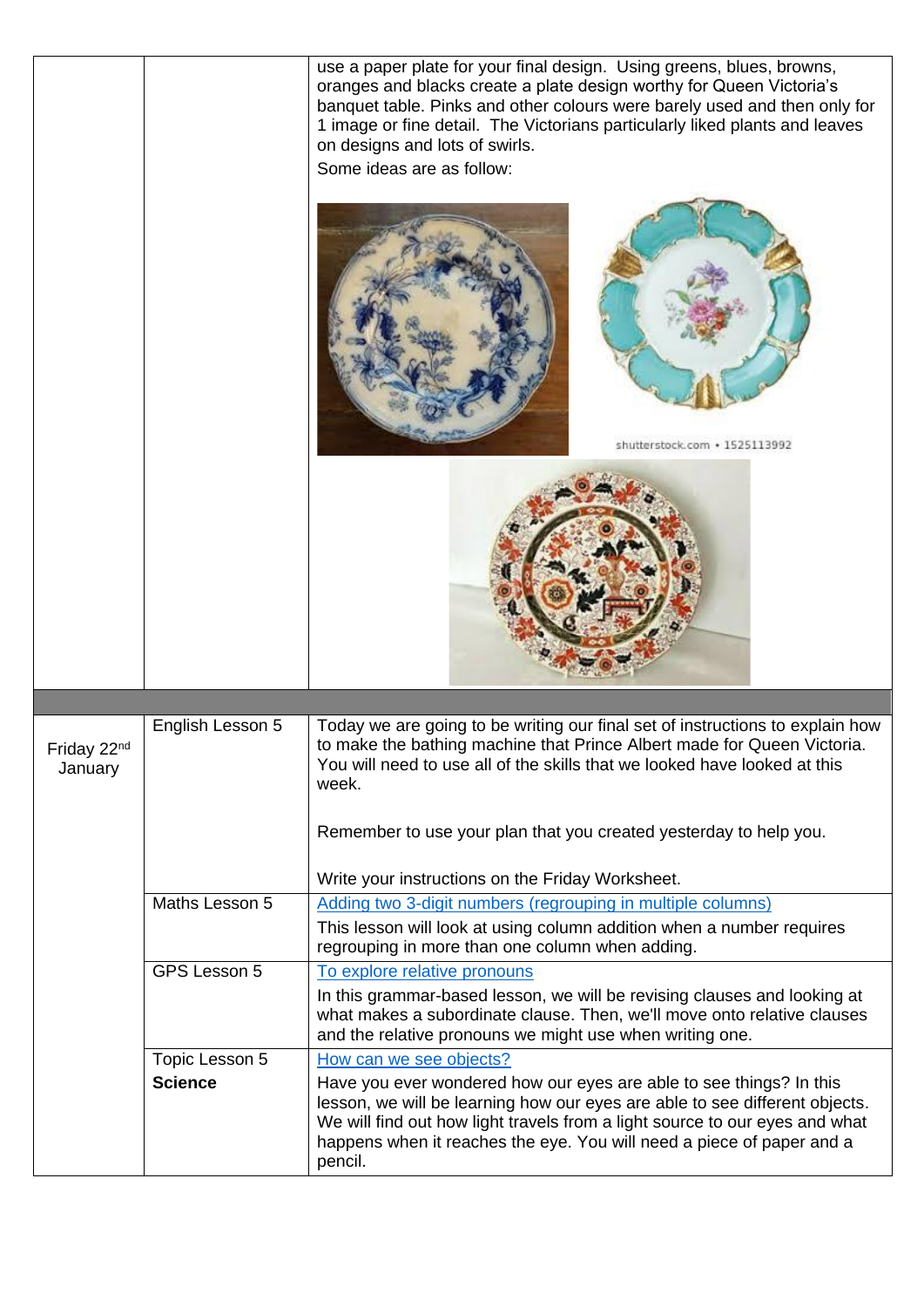| | | |
|---|---|---|
| | | use a paper plate for your final design. Using greens, blues, browns, oranges and blacks create a plate design worthy for Queen Victoria's banquet table. Pinks and other colours were barely used and then only for 1 image or fine detail. The Victorians particularly liked plants and leaves on designs and lots of swirls.<br>Some ideas are as follow:<br>shutterstock.com • 1525113992 |
| | | |
| Friday 22nd January | English Lesson 5 | Today we are going to be writing our final set of instructions to explain how to make the bathing machine that Prince Albert made for Queen Victoria. You will need to use all of the skills that we looked have looked at this week.<br><br>Remember to use your plan that you created yesterday to help you.<br><br>Write your instructions on the Friday Worksheet. |
| | Maths Lesson 5 | [Adding two 3-digit numbers (regrouping in multiple columns)]<br>This lesson will look at using column addition when a number requires regrouping in more than one column when adding. |
| | GPS Lesson 5 | [To explore relative pronouns]<br>In this grammar-based lesson, we will be revising clauses and looking at what makes a subordinate clause. Then, we'll move onto relative clauses and the relative pronouns we might use when writing one. |
| | Topic Lesson 5<br>**Science** | [How can we see objects?]<br>Have you ever wondered how our eyes are able to see things? In this lesson, we will be learning how our eyes are able to see different objects. We will find out how light travels from a light source to our eyes and what happens when it reaches the eye. You will need a piece of paper and a pencil. |